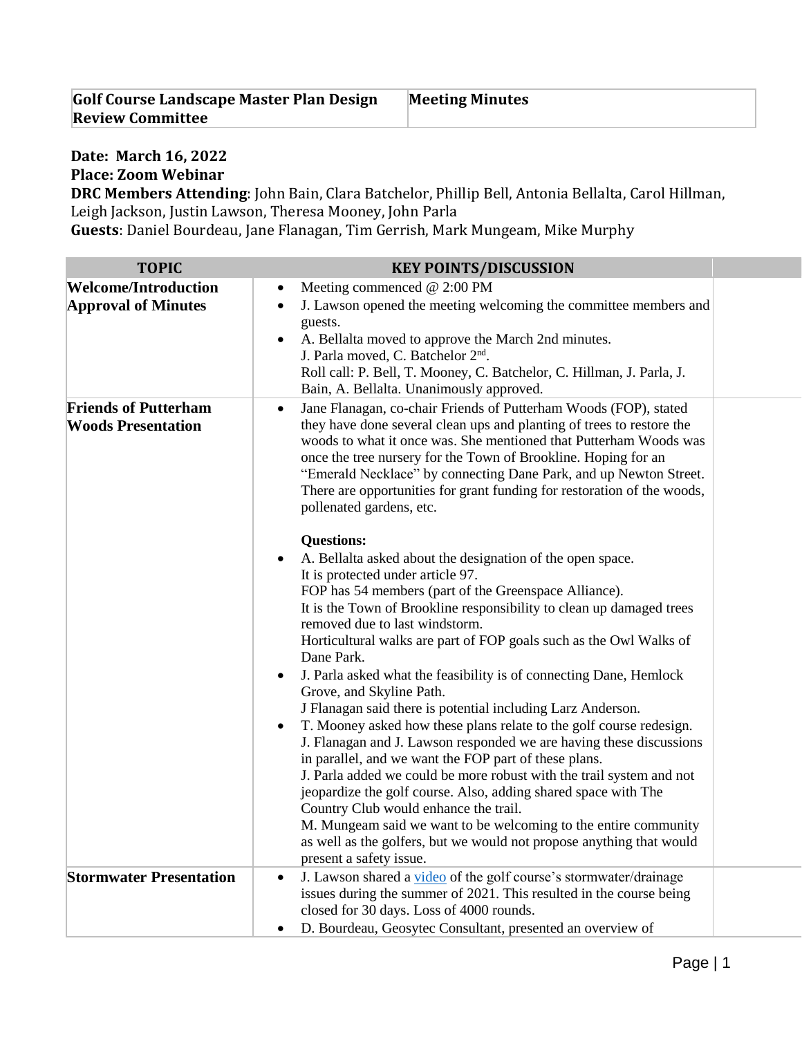| Golf Course Landscape Master Plan Design Review Committee | Meeting Minutes |
|---|---|

**Date: March 16, 2022**
**Place: Zoom Webinar**
**DRC Members Attending**: John Bain, Clara Batchelor, Phillip Bell, Antonia Bellalta, Carol Hillman, Leigh Jackson, Justin Lawson, Theresa Mooney, John Parla
**Guests**: Daniel Bourdeau, Jane Flanagan, Tim Gerrish, Mark Mungeam, Mike Murphy

| TOPIC | KEY POINTS/DISCUSSION |
|---|---|
| **Welcome/Introduction Approval of Minutes** | • Meeting commenced @ 2:00 PM<br>• J. Lawson opened the meeting welcoming the committee members and guests.<br>• A. Bellalta moved to approve the March 2nd minutes. J. Parla moved, C. Batchelor 2nd. Roll call: P. Bell, T. Mooney, C. Batchelor, C. Hillman, J. Parla, J. Bain, A. Bellalta. Unanimously approved. |
| **Friends of Putterham Woods Presentation** | • Jane Flanagan, co-chair Friends of Putterham Woods (FOP), stated they have done several clean ups and planting of trees to restore the woods to what it once was. She mentioned that Putterham Woods was once the tree nursery for the Town of Brookline. Hoping for an "Emerald Necklace" by connecting Dane Park, and up Newton Street. There are opportunities for grant funding for restoration of the woods, pollenated gardens, etc.<br><br>**Questions:**<br>• A. Bellalta asked about the designation of the open space. It is protected under article 97. FOP has 54 members (part of the Greenspace Alliance). It is the Town of Brookline responsibility to clean up damaged trees removed due to last windstorm. Horticultural walks are part of FOP goals such as the Owl Walks of Dane Park.<br>• J. Parla asked what the feasibility is of connecting Dane, Hemlock Grove, and Skyline Path. J Flanagan said there is potential including Larz Anderson.<br>• T. Mooney asked how these plans relate to the golf course redesign. J. Flanagan and J. Lawson responded we are having these discussions in parallel, and we want the FOP part of these plans. J. Parla added we could be more robust with the trail system and not jeopardize the golf course. Also, adding shared space with The Country Club would enhance the trail. M. Mungeam said we want to be welcoming to the entire community as well as the golfers, but we would not propose anything that would present a safety issue. |
| **Stormwater Presentation** | • J. Lawson shared a video of the golf course's stormwater/drainage issues during the summer of 2021. This resulted in the course being closed for 30 days. Loss of 4000 rounds.<br>• D. Bourdeau, Geosytec Consultant, presented an overview of |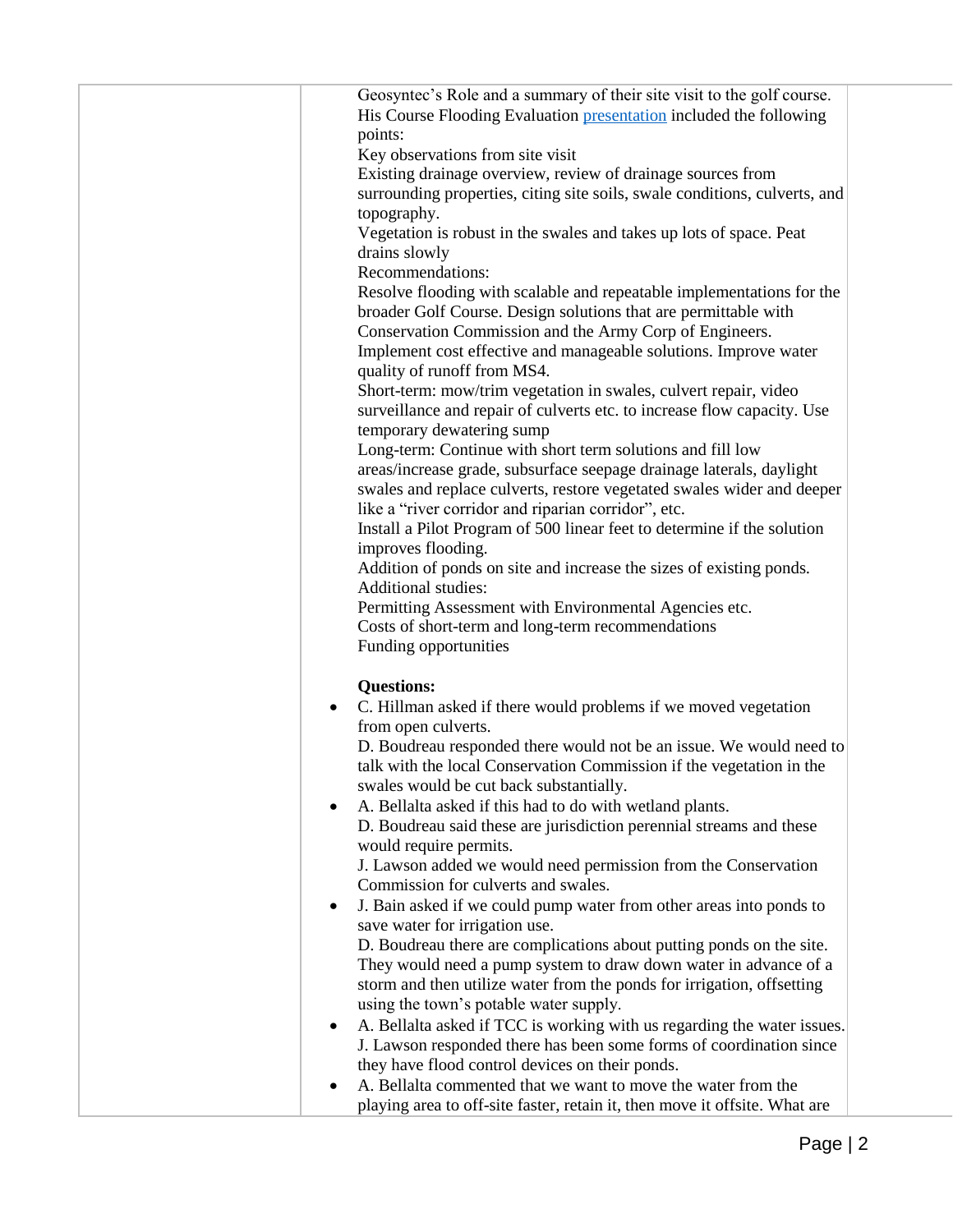| | | |
|---|---|---|
| | Geosyntec's Role and a summary of their site visit to the golf course. His Course Flooding Evaluation presentation included the following points:<br>Key observations from site visit<br>Existing drainage overview, review of drainage sources from surrounding properties, citing site soils, swale conditions, culverts, and topography.<br>Vegetation is robust in the swales and takes up lots of space. Peat drains slowly<br>Recommendations:<br>Resolve flooding with scalable and repeatable implementations for the broader Golf Course. Design solutions that are permittable with Conservation Commission and the Army Corp of Engineers.<br>Implement cost effective and manageable solutions. Improve water quality of runoff from MS4.<br>Short-term: mow/trim vegetation in swales, culvert repair, video surveillance and repair of culverts etc. to increase flow capacity. Use temporary dewatering sump<br>Long-term: Continue with short term solutions and fill low areas/increase grade, subsurface seepage drainage laterals, daylight swales and replace culverts, restore vegetated swales wider and deeper like a "river corridor and riparian corridor", etc.<br>Install a Pilot Program of 500 linear feet to determine if the solution improves flooding.<br>Addition of ponds on site and increase the sizes of existing ponds.<br>Additional studies:<br>Permitting Assessment with Environmental Agencies etc.<br>Costs of short-term and long-term recommendations<br>Funding opportunities<br><br>**Questions:**<br>• C. Hillman asked if there would problems if we moved vegetation from open culverts.<br>D. Boudreau responded there would not be an issue. We would need to talk with the local Conservation Commission if the vegetation in the swales would be cut back substantially.<br>• A. Bellalta asked if this had to do with wetland plants.<br>D. Boudreau said these are jurisdiction perennial streams and these would require permits.<br>J. Lawson added we would need permission from the Conservation Commission for culverts and swales.<br>• J. Bain asked if we could pump water from other areas into ponds to save water for irrigation use.<br>D. Boudreau there are complications about putting ponds on the site. They would need a pump system to draw down water in advance of a storm and then utilize water from the ponds for irrigation, offsetting using the town's potable water supply.<br>• A. Bellalta asked if TCC is working with us regarding the water issues.<br>J. Lawson responded there has been some forms of coordination since they have flood control devices on their ponds.<br>• A. Bellalta commented that we want to move the water from the playing area to off-site faster, retain it, then move it offsite. What are | |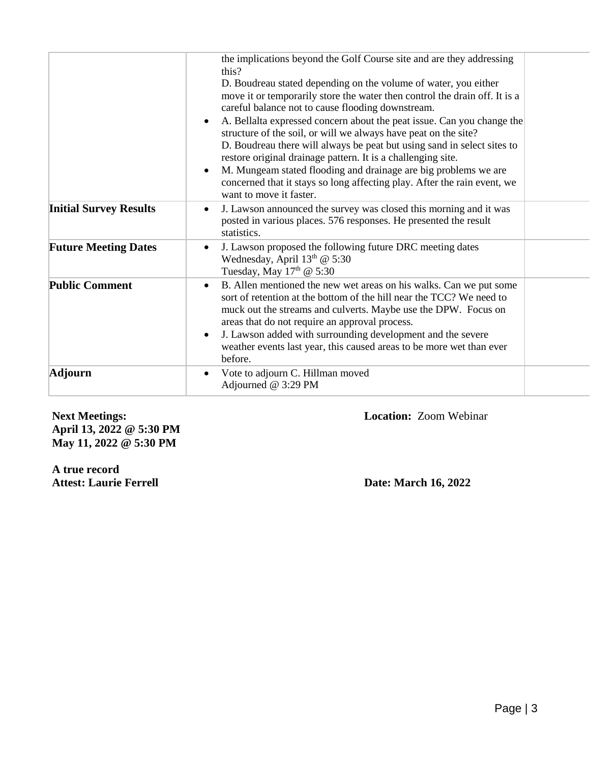| | | |
|---|---|---|
| | the implications beyond the Golf Course site and are they addressing this?<br>D. Boudreau stated depending on the volume of water, you either move it or temporarily store the water then control the drain off. It is a careful balance not to cause flooding downstream.<br>• A. Bellalta expressed concern about the peat issue. Can you change the structure of the soil, or will we always have peat on the site?<br>D. Boudreau there will always be peat but using sand in select sites to restore original drainage pattern. It is a challenging site.<br>• M. Mungeam stated flooding and drainage are big problems we are concerned that it stays so long affecting play. After the rain event, we want to move it faster. | |
| **Initial Survey Results** | • J. Lawson announced the survey was closed this morning and it was posted in various places. 576 responses. He presented the result statistics. | |
| **Future Meeting Dates** | • J. Lawson proposed the following future DRC meeting dates<br>Wednesday, April 13th @ 5:30<br>Tuesday, May 17th @ 5:30 | |
| **Public Comment** | • B. Allen mentioned the new wet areas on his walks. Can we put some sort of retention at the bottom of the hill near the TCC? We need to muck out the streams and culverts. Maybe use the DPW. Focus on areas that do not require an approval process.<br>• J. Lawson added with surrounding development and the severe weather events last year, this caused areas to be more wet than ever before. | |
| **Adjourn** | • Vote to adjourn C. Hillman moved<br>Adjourned @ 3:29 PM | |

**Next Meetings:**
**April 13, 2022 @ 5:30 PM**
**May 11, 2022 @ 5:30 PM**

**Location:** Zoom Webinar

**A true record**
**Attest: Laurie Ferrell**

**Date: March 16, 2022**